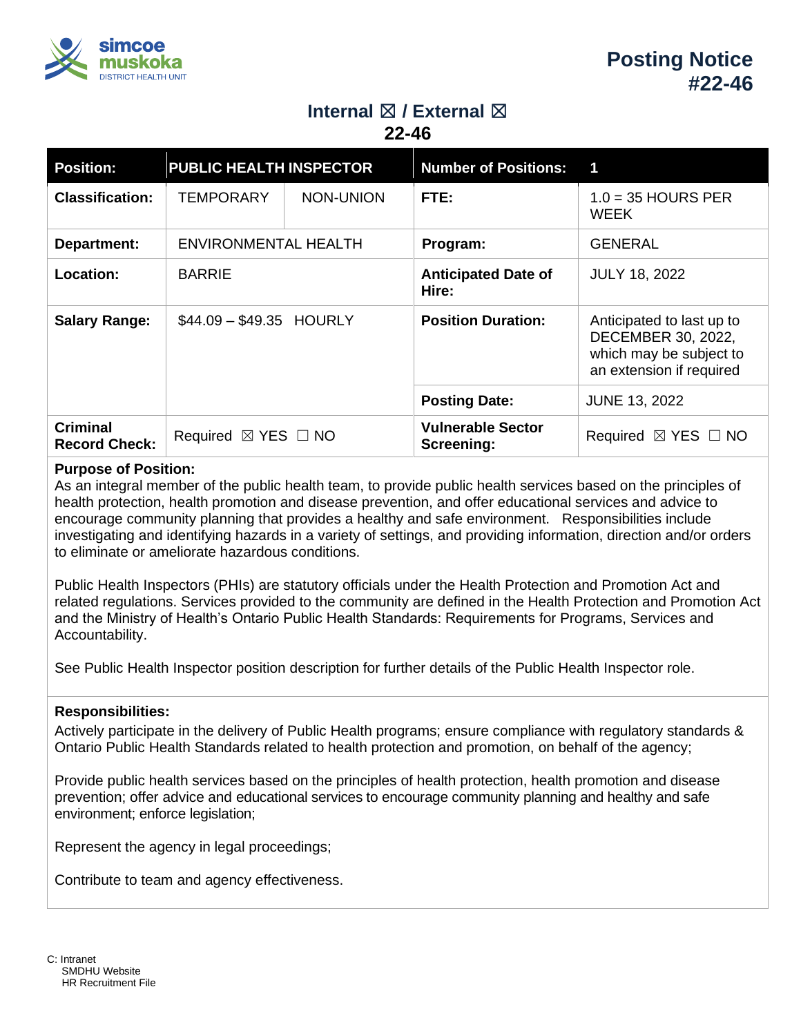# Posting Notice #22-46

**Internal ☒ / External ☒**
**22-46**

| Position: | PUBLIC HEALTH INSPECTOR | | Number of Positions: | 1 |
|---|---|---|---|---|
| Classification: | TEMPORARY | NON-UNION | FTE: | 1.0 = 35 HOURS PER WEEK |
| Department: | ENVIRONMENTAL HEALTH | | Program: | GENERAL |
| Location: | BARRIE | | Anticipated Date of Hire: | JULY 18, 2022 |
| Salary Range: | $44.09 – $49.35 HOURLY | | Position Duration: | Anticipated to last up to DECEMBER 30, 2022, which may be subject to an extension if required |
| | | | Posting Date: | JUNE 13, 2022 |
| Criminal Record Check: | Required ☒ YES ☐ NO | | Vulnerable Sector Screening: | Required ☒ YES ☐ NO |

**Purpose of Position:**

As an integral member of the public health team, to provide public health services based on the principles of health protection, health promotion and disease prevention, and offer educational services and advice to encourage community planning that provides a healthy and safe environment. Responsibilities include investigating and identifying hazards in a variety of settings, and providing information, direction and/or orders to eliminate or ameliorate hazardous conditions.

Public Health Inspectors (PHIs) are statutory officials under the Health Protection and Promotion Act and related regulations. Services provided to the community are defined in the Health Protection and Promotion Act and the Ministry of Health's Ontario Public Health Standards: Requirements for Programs, Services and Accountability.

See Public Health Inspector position description for further details of the Public Health Inspector role.

**Responsibilities:**

Actively participate in the delivery of Public Health programs; ensure compliance with regulatory standards & Ontario Public Health Standards related to health protection and promotion, on behalf of the agency;

Provide public health services based on the principles of health protection, health promotion and disease prevention; offer advice and educational services to encourage community planning and healthy and safe environment; enforce legislation;

Represent the agency in legal proceedings;

Contribute to team and agency effectiveness.

C: Intranet
SMDHU Website
HR Recruitment File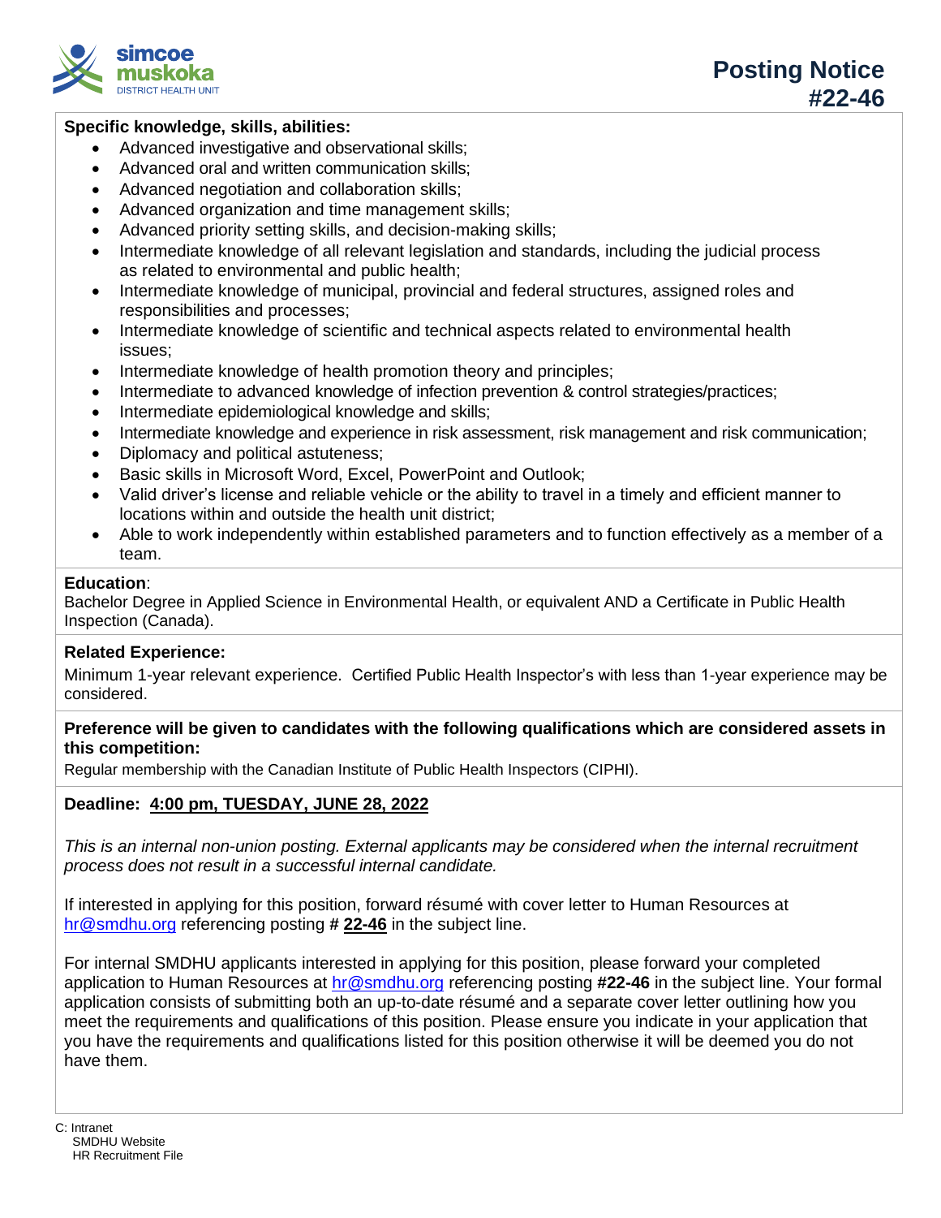**Specific knowledge, skills, abilities:**

- Advanced investigative and observational skills;
- Advanced oral and written communication skills;
- Advanced negotiation and collaboration skills;
- Advanced organization and time management skills;
- Advanced priority setting skills, and decision-making skills;
- Intermediate knowledge of all relevant legislation and standards, including the judicial process as related to environmental and public health;
- Intermediate knowledge of municipal, provincial and federal structures, assigned roles and responsibilities and processes;
- Intermediate knowledge of scientific and technical aspects related to environmental health issues;
- Intermediate knowledge of health promotion theory and principles;
- Intermediate to advanced knowledge of infection prevention & control strategies/practices;
- Intermediate epidemiological knowledge and skills;
- Intermediate knowledge and experience in risk assessment, risk management and risk communication;
- Diplomacy and political astuteness;
- Basic skills in Microsoft Word, Excel, PowerPoint and Outlook;
- Valid driver's license and reliable vehicle or the ability to travel in a timely and efficient manner to locations within and outside the health unit district;
- Able to work independently within established parameters and to function effectively as a member of a team.

**Education**:
Bachelor Degree in Applied Science in Environmental Health, or equivalent AND a Certificate in Public Health Inspection (Canada).

**Related Experience:**
Minimum 1-year relevant experience. Certified Public Health Inspector's with less than 1-year experience may be considered.

**Preference will be given to candidates with the following qualifications which are considered assets in this competition:**
Regular membership with the Canadian Institute of Public Health Inspectors (CIPHI).

**Deadline: 4:00 pm, TUESDAY, JUNE 28, 2022**

*This is an internal non-union posting. External applicants may be considered when the internal recruitment process does not result in a successful internal candidate.*

If interested in applying for this position, forward résumé with cover letter to Human Resources at hr@smdhu.org referencing posting **# 22-46** in the subject line.

For internal SMDHU applicants interested in applying for this position, please forward your completed application to Human Resources at hr@smdhu.org referencing posting **#22-46** in the subject line. Your formal application consists of submitting both an up-to-date résumé and a separate cover letter outlining how you meet the requirements and qualifications of this position. Please ensure you indicate in your application that you have the requirements and qualifications listed for this position otherwise it will be deemed you do not have them.

C: Intranet
SMDHU Website
HR Recruitment File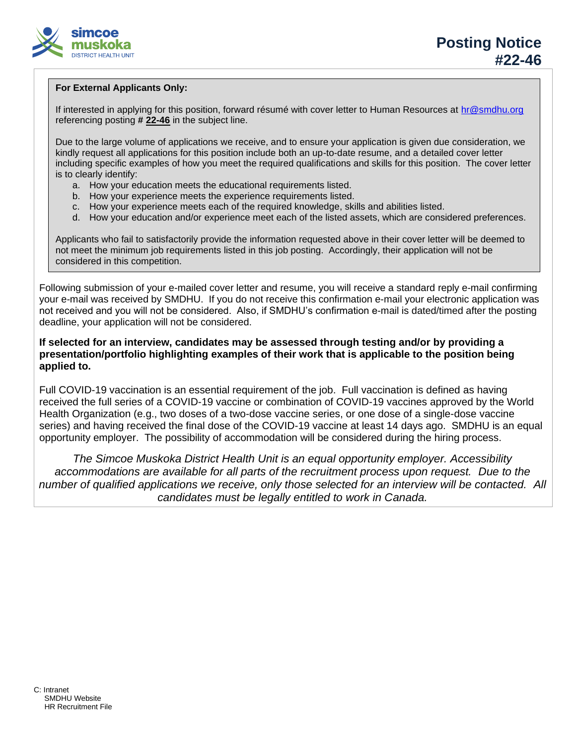# Posting Notice #22-46

**For External Applicants Only:**

If interested in applying for this position, forward résumé with cover letter to Human Resources at hr@smdhu.org referencing posting **# 22-46** in the subject line.

Due to the large volume of applications we receive, and to ensure your application is given due consideration, we kindly request all applications for this position include both an up-to-date resume, and a detailed cover letter including specific examples of how you meet the required qualifications and skills for this position. The cover letter is to clearly identify:

a. How your education meets the educational requirements listed.
b. How your experience meets the experience requirements listed.
c. How your experience meets each of the required knowledge, skills and abilities listed.
d. How your education and/or experience meet each of the listed assets, which are considered preferences.

Applicants who fail to satisfactorily provide the information requested above in their cover letter will be deemed to not meet the minimum job requirements listed in this job posting. Accordingly, their application will not be considered in this competition.

Following submission of your e-mailed cover letter and resume, you will receive a standard reply e-mail confirming your e-mail was received by SMDHU. If you do not receive this confirmation e-mail your electronic application was not received and you will not be considered. Also, if SMDHU's confirmation e-mail is dated/timed after the posting deadline, your application will not be considered.

**If selected for an interview, candidates may be assessed through testing and/or by providing a presentation/portfolio highlighting examples of their work that is applicable to the position being applied to.**

Full COVID-19 vaccination is an essential requirement of the job. Full vaccination is defined as having received the full series of a COVID-19 vaccine or combination of COVID-19 vaccines approved by the World Health Organization (e.g., two doses of a two-dose vaccine series, or one dose of a single-dose vaccine series) and having received the final dose of the COVID-19 vaccine at least 14 days ago. SMDHU is an equal opportunity employer. The possibility of accommodation will be considered during the hiring process.

*The Simcoe Muskoka District Health Unit is an equal opportunity employer. Accessibility accommodations are available for all parts of the recruitment process upon request. Due to the number of qualified applications we receive, only those selected for an interview will be contacted. All candidates must be legally entitled to work in Canada.*

C: Intranet
SMDHU Website
HR Recruitment File